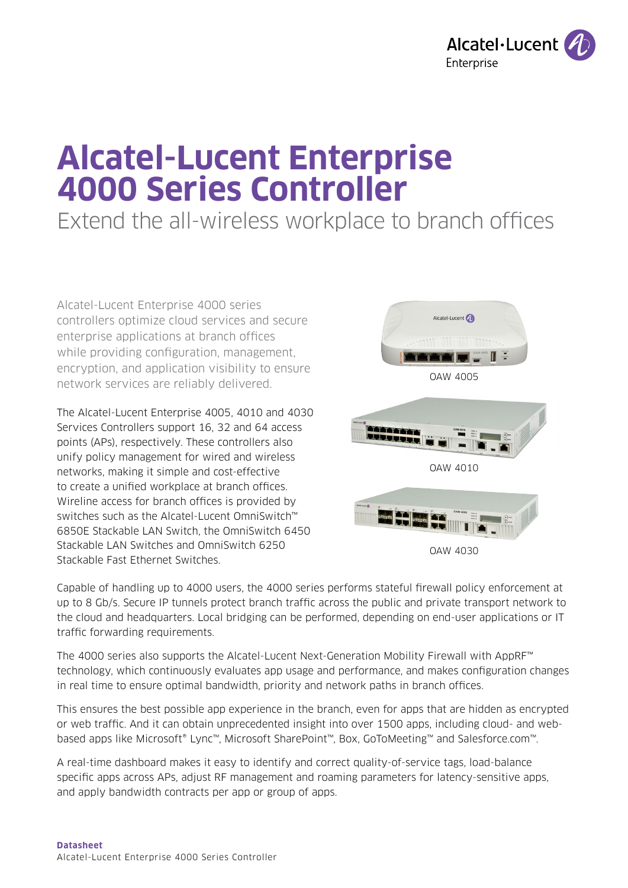# Alcatel-Lucent Enterprise 4000 Series Controller

Extend the all-wireless workplace to branch offices

Alcatel-Lucent Enterprise 4000 series controllers optimize cloud services and secure enterprise applications at branch offices while providing configuration, management, encryption, and application visibility to ensure network services are reliably delivered.

The Alcatel-Lucent Enterprise 4005, 4010 and 4030 Services Controllers support 16, 32 and 64 access points (APs), respectively. These controllers also unify policy management for wired and wireless networks, making it simple and cost-effective to create a unified workplace at branch offices. Wireline access for branch offices is provided by switches such as the Alcatel-Lucent OmniSwitch™ 6850E Stackable LAN Switch, the OmniSwitch 6450 Stackable LAN Switches and OmniSwitch 6250 Stackable Fast Ethernet Switches.

OAW 4005

OAW 4010

OAW 4030

Capable of handling up to 4000 users, the 4000 series performs stateful firewall policy enforcement at up to 8 Gb/s. Secure IP tunnels protect branch traffic across the public and private transport network to the cloud and headquarters. Local bridging can be performed, depending on end-user applications or IT traffic forwarding requirements.

The 4000 series also supports the Alcatel-Lucent Next-Generation Mobility Firewall with AppRF™ technology, which continuously evaluates app usage and performance, and makes configuration changes in real time to ensure optimal bandwidth, priority and network paths in branch offices.

This ensures the best possible app experience in the branch, even for apps that are hidden as encrypted or web traffic. And it can obtain unprecedented insight into over 1500 apps, including cloud- and web-based apps like Microsoft® Lync™, Microsoft SharePoint™, Box, GoToMeeting™ and Salesforce.com™.

A real-time dashboard makes it easy to identify and correct quality-of-service tags, load-balance specific apps across APs, adjust RF management and roaming parameters for latency-sensitive apps, and apply bandwidth contracts per app or group of apps.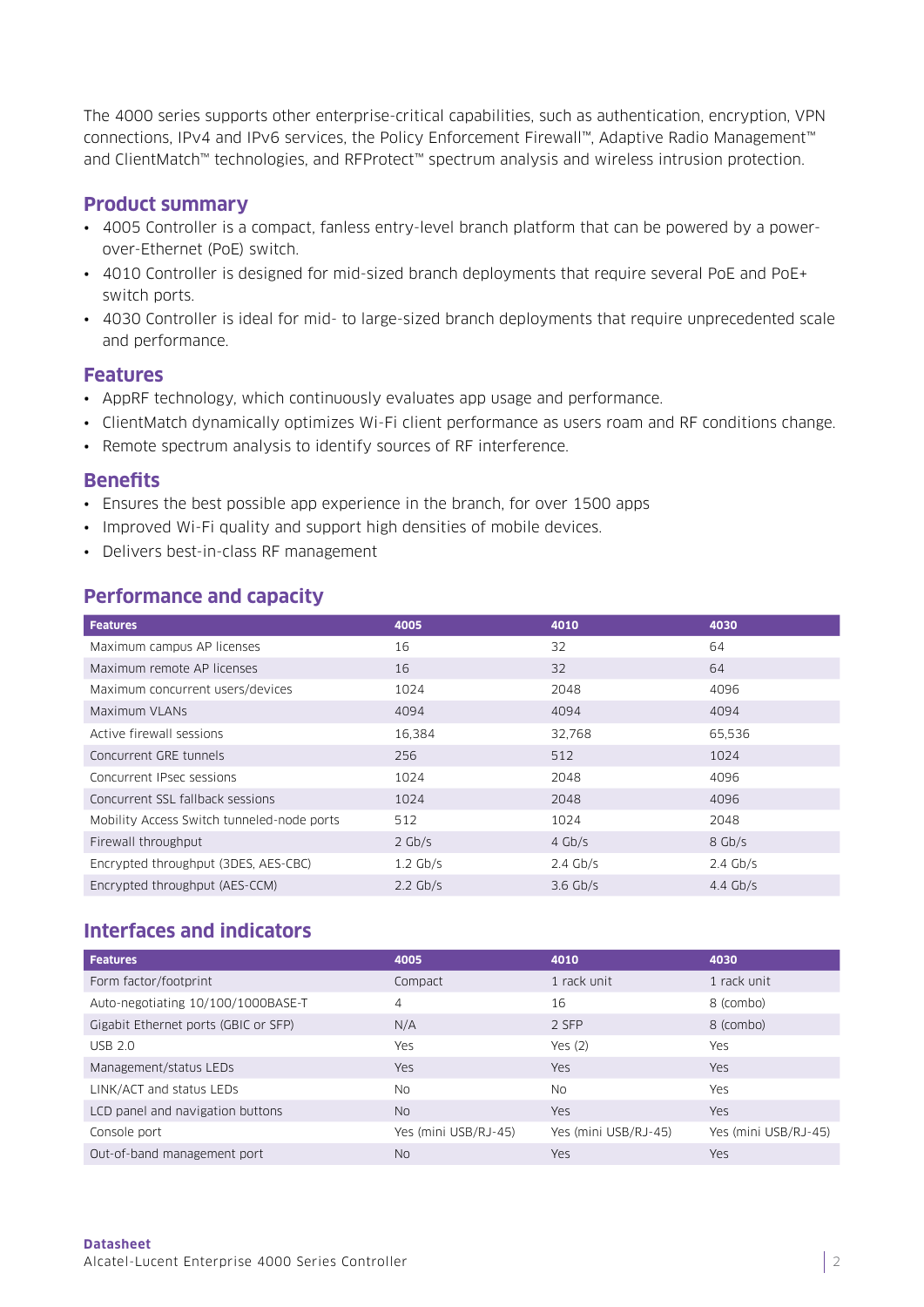The 4000 series supports other enterprise-critical capabilities, such as authentication, encryption, VPN connections, IPv4 and IPv6 services, the Policy Enforcement Firewall™, Adaptive Radio Management™ and ClientMatch™ technologies, and RFProtect™ spectrum analysis and wireless intrusion protection.

## Product summary

- 4005 Controller is a compact, fanless entry-level branch platform that can be powered by a power-over-Ethernet (PoE) switch.
- 4010 Controller is designed for mid-sized branch deployments that require several PoE and PoE+ switch ports.
- 4030 Controller is ideal for mid- to large-sized branch deployments that require unprecedented scale and performance.

## Features

- AppRF technology, which continuously evaluates app usage and performance.
- ClientMatch dynamically optimizes Wi-Fi client performance as users roam and RF conditions change.
- Remote spectrum analysis to identify sources of RF interference.

## Benefits

- Ensures the best possible app experience in the branch, for over 1500 apps
- Improved Wi-Fi quality and support high densities of mobile devices.
- Delivers best-in-class RF management

## Performance and capacity

| Features | 4005 | 4010 | 4030 |
|---|---|---|---|
| Maximum campus AP licenses | 16 | 32 | 64 |
| Maximum remote AP licenses | 16 | 32 | 64 |
| Maximum concurrent users/devices | 1024 | 2048 | 4096 |
| Maximum VLANs | 4094 | 4094 | 4094 |
| Active firewall sessions | 16,384 | 32,768 | 65,536 |
| Concurrent GRE tunnels | 256 | 512 | 1024 |
| Concurrent IPsec sessions | 1024 | 2048 | 4096 |
| Concurrent SSL fallback sessions | 1024 | 2048 | 4096 |
| Mobility Access Switch tunneled-node ports | 512 | 1024 | 2048 |
| Firewall throughput | 2 Gb/s | 4 Gb/s | 8 Gb/s |
| Encrypted throughput (3DES, AES-CBC) | 1.2 Gb/s | 2.4 Gb/s | 2.4 Gb/s |
| Encrypted throughput (AES-CCM) | 2.2 Gb/s | 3.6 Gb/s | 4.4 Gb/s |

## Interfaces and indicators

| Features | 4005 | 4010 | 4030 |
|---|---|---|---|
| Form factor/footprint | Compact | 1 rack unit | 1 rack unit |
| Auto-negotiating 10/100/1000BASE-T | 4 | 16 | 8 (combo) |
| Gigabit Ethernet ports (GBIC or SFP) | N/A | 2 SFP | 8 (combo) |
| USB 2.0 | Yes | Yes (2) | Yes |
| Management/status LEDs | Yes | Yes | Yes |
| LINK/ACT and status LEDs | No | No | Yes |
| LCD panel and navigation buttons | No | Yes | Yes |
| Console port | Yes (mini USB/RJ-45) | Yes (mini USB/RJ-45) | Yes (mini USB/RJ-45) |
| Out-of-band management port | No | Yes | Yes |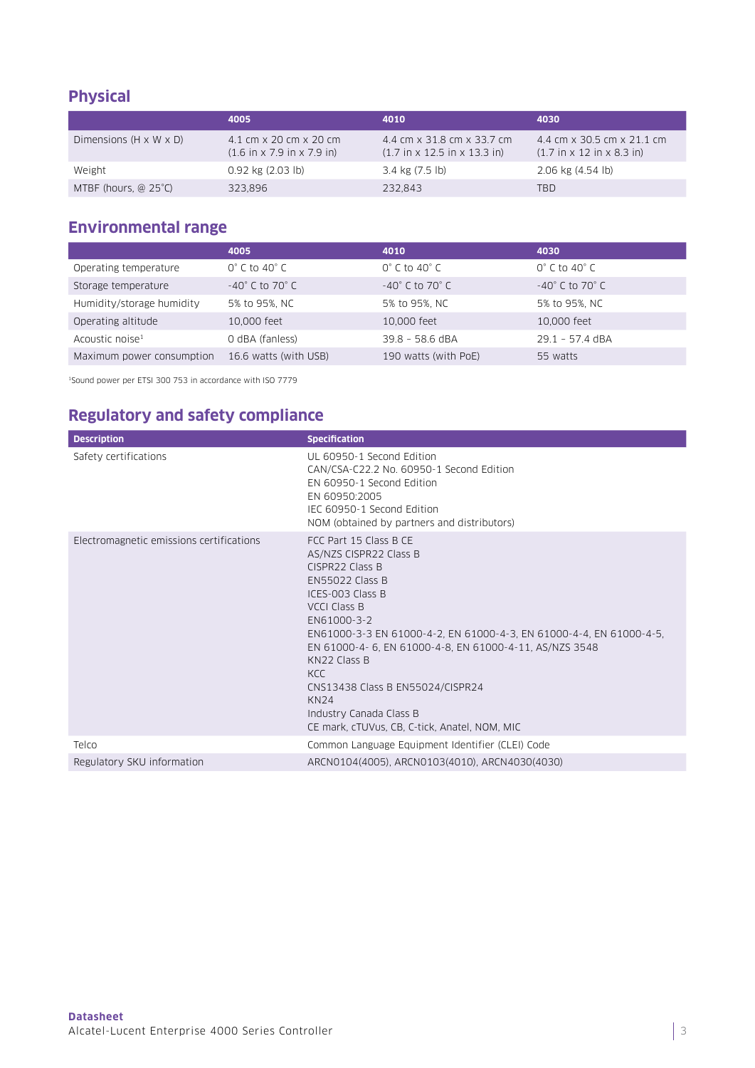## Physical

| | 4005 | 4010 | 4030 |
|---|---|---|---|
| Dimensions (H x W x D) | 4.1 cm x 20 cm x 20 cm (1.6 in x 7.9 in x 7.9 in) | 4.4 cm x 31.8 cm x 33.7 cm (1.7 in x 12.5 in x 13.3 in) | 4.4 cm x 30.5 cm x 21.1 cm (1.7 in x 12 in x 8.3 in) |
| Weight | 0.92 kg (2.03 lb) | 3.4 kg (7.5 lb) | 2.06 kg (4.54 lb) |
| MTBF (hours, @ 25˚C) | 323,896 | 232,843 | TBD |

## Environmental range

| | 4005 | 4010 | 4030 |
|---|---|---|---|
| Operating temperature | 0˚ C to 40˚ C | 0˚ C to 40˚ C | 0˚ C to 40˚ C |
| Storage temperature | -40˚ C to 70˚ C | -40˚ C to 70˚ C | -40˚ C to 70˚ C |
| Humidity/storage humidity | 5% to 95%, NC | 5% to 95%, NC | 5% to 95%, NC |
| Operating altitude | 10,000 feet | 10,000 feet | 10,000 feet |
| Acoustic noise[1] | 0 dBA (fanless) | 39.8 – 58.6 dBA | 29.1 – 57.4 dBA |
| Maximum power consumption | 16.6 watts (with USB) | 190 watts (with PoE) | 55 watts |

[1]Sound power per ETSI 300 753 in accordance with ISO 7779

## Regulatory and safety compliance

| Description | Specification |
|---|---|
| Safety certifications | UL 60950-1 Second Edition<br>CAN/CSA-C22.2 No. 60950-1 Second Edition<br>EN 60950-1 Second Edition<br>EN 60950:2005<br>IEC 60950-1 Second Edition<br>NOM (obtained by partners and distributors) |
| Electromagnetic emissions certifications | FCC Part 15 Class B CE<br>AS/NZS CISPR22 Class B<br>CISPR22 Class B<br>EN55022 Class B<br>ICES-003 Class B<br>VCCI Class B<br>EN61000-3-2<br>EN61000-3-3 EN 61000-4-2, EN 61000-4-3, EN 61000-4-4, EN 61000-4-5, EN 61000-4- 6, EN 61000-4-8, EN 61000-4-11, AS/NZS 3548<br>KN22 Class B<br>KCC<br>CNS13438 Class B EN55024/CISPR24<br>KN24<br>Industry Canada Class B<br>CE mark, cTUVus, CB, C-tick, Anatel, NOM, MIC |
| Telco | Common Language Equipment Identifier (CLEI) Code |
| Regulatory SKU information | ARCN0104(4005), ARCN0103(4010), ARCN4030(4030) |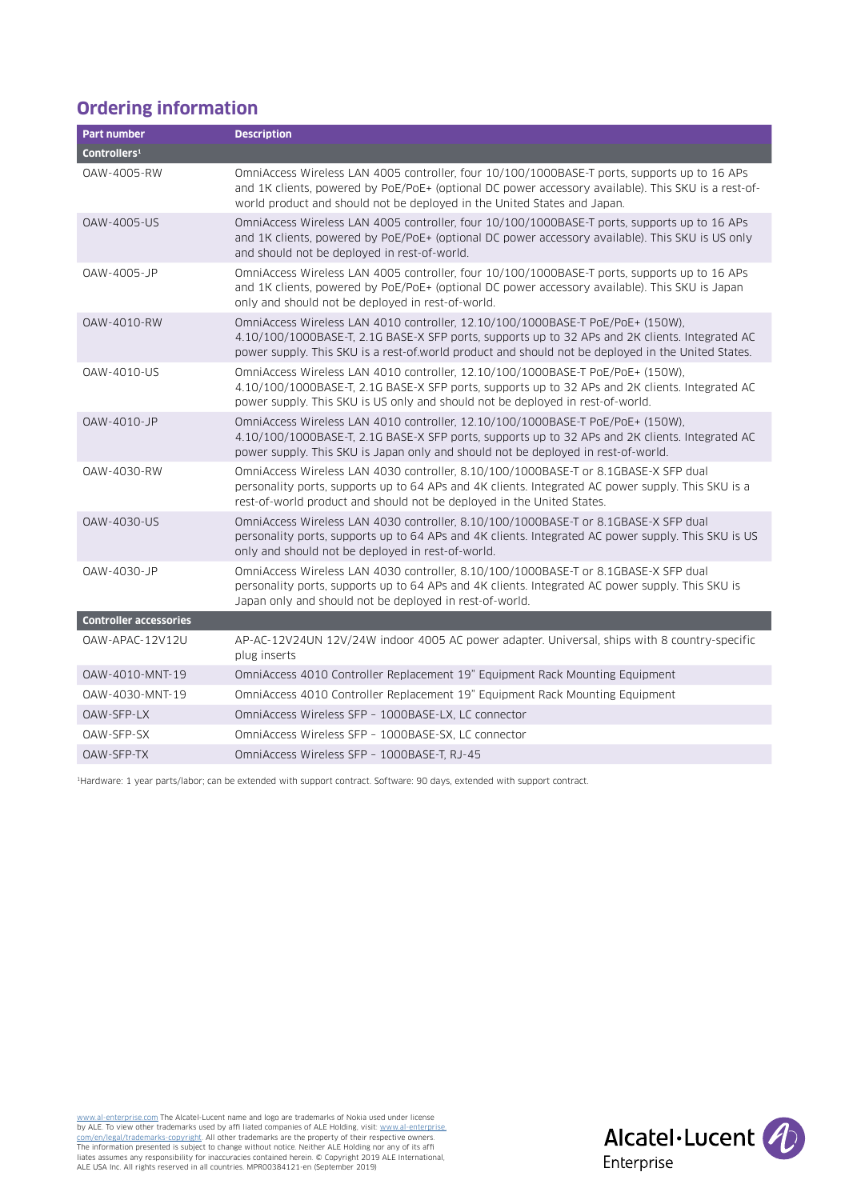## Ordering information

| Part number | Description |
|---|---|
| **Controllers[1]** | |
| OAW-4005-RW | OmniAccess Wireless LAN 4005 controller, four 10/100/1000BASE-T ports, supports up to 16 APs and 1K clients, powered by PoE/PoE+ (optional DC power accessory available). This SKU is a rest-of-world product and should not be deployed in the United States and Japan. |
| OAW-4005-US | OmniAccess Wireless LAN 4005 controller, four 10/100/1000BASE-T ports, supports up to 16 APs and 1K clients, powered by PoE/PoE+ (optional DC power accessory available). This SKU is US only and should not be deployed in rest-of-world. |
| OAW-4005-JP | OmniAccess Wireless LAN 4005 controller, four 10/100/1000BASE-T ports, supports up to 16 APs and 1K clients, powered by PoE/PoE+ (optional DC power accessory available). This SKU is Japan only and should not be deployed in rest-of-world. |
| OAW-4010-RW | OmniAccess Wireless LAN 4010 controller, 12.10/100/1000BASE-T PoE/PoE+ (150W), 4.10/100/1000BASE-T, 2.1G BASE-X SFP ports, supports up to 32 APs and 2K clients. Integrated AC power supply. This SKU is a rest-of.world product and should not be deployed in the United States. |
| OAW-4010-US | OmniAccess Wireless LAN 4010 controller, 12.10/100/1000BASE-T PoE/PoE+ (150W), 4.10/100/1000BASE-T, 2.1G BASE-X SFP ports, supports up to 32 APs and 2K clients. Integrated AC power supply. This SKU is US only and should not be deployed in rest-of-world. |
| OAW-4010-JP | OmniAccess Wireless LAN 4010 controller, 12.10/100/1000BASE-T PoE/PoE+ (150W), 4.10/100/1000BASE-T, 2.1G BASE-X SFP ports, supports up to 32 APs and 2K clients. Integrated AC power supply. This SKU is Japan only and should not be deployed in rest-of-world. |
| OAW-4030-RW | OmniAccess Wireless LAN 4030 controller, 8.10/100/1000BASE-T or 8.1GBASE-X SFP dual personality ports, supports up to 64 APs and 4K clients. Integrated AC power supply. This SKU is a rest-of-world product and should not be deployed in the United States. |
| OAW-4030-US | OmniAccess Wireless LAN 4030 controller, 8.10/100/1000BASE-T or 8.1GBASE-X SFP dual personality ports, supports up to 64 APs and 4K clients. Integrated AC power supply. This SKU is US only and should not be deployed in rest-of-world. |
| OAW-4030-JP | OmniAccess Wireless LAN 4030 controller, 8.10/100/1000BASE-T or 8.1GBASE-X SFP dual personality ports, supports up to 64 APs and 4K clients. Integrated AC power supply. This SKU is Japan only and should not be deployed in rest-of-world. |
| **Controller accessories** | |
| OAW-APAC-12V12U | AP-AC-12V24UN 12V/24W indoor 4005 AC power adapter. Universal, ships with 8 country-specific plug inserts |
| OAW-4010-MNT-19 | OmniAccess 4010 Controller Replacement 19" Equipment Rack Mounting Equipment |
| OAW-4030-MNT-19 | OmniAccess 4010 Controller Replacement 19" Equipment Rack Mounting Equipment |
| OAW-SFP-LX | OmniAccess Wireless SFP – 1000BASE-LX, LC connector |
| OAW-SFP-SX | OmniAccess Wireless SFP – 1000BASE-SX, LC connector |
| OAW-SFP-TX | OmniAccess Wireless SFP – 1000BASE-T, RJ-45 |

[1]Hardware: 1 year parts/labor; can be extended with support contract. Software: 90 days, extended with support contract.

www.al-enterprise.com The Alcatel-Lucent name and logo are trademarks of Nokia used under license by ALE. To view other trademarks used by affi liated companies of ALE Holding, visit: www.al-enterprise.com/en/legal/trademarks-copyright. All other trademarks are the property of their respective owners. The information presented is subject to change without notice. Neither ALE Holding nor any of its affi liates assumes any responsibility for inaccuracies contained herein. © Copyright 2019 ALE International, ALE USA Inc. All rights reserved in all countries. MPR00384121-en (September 2019)

Alcatel·Lucent Enterprise